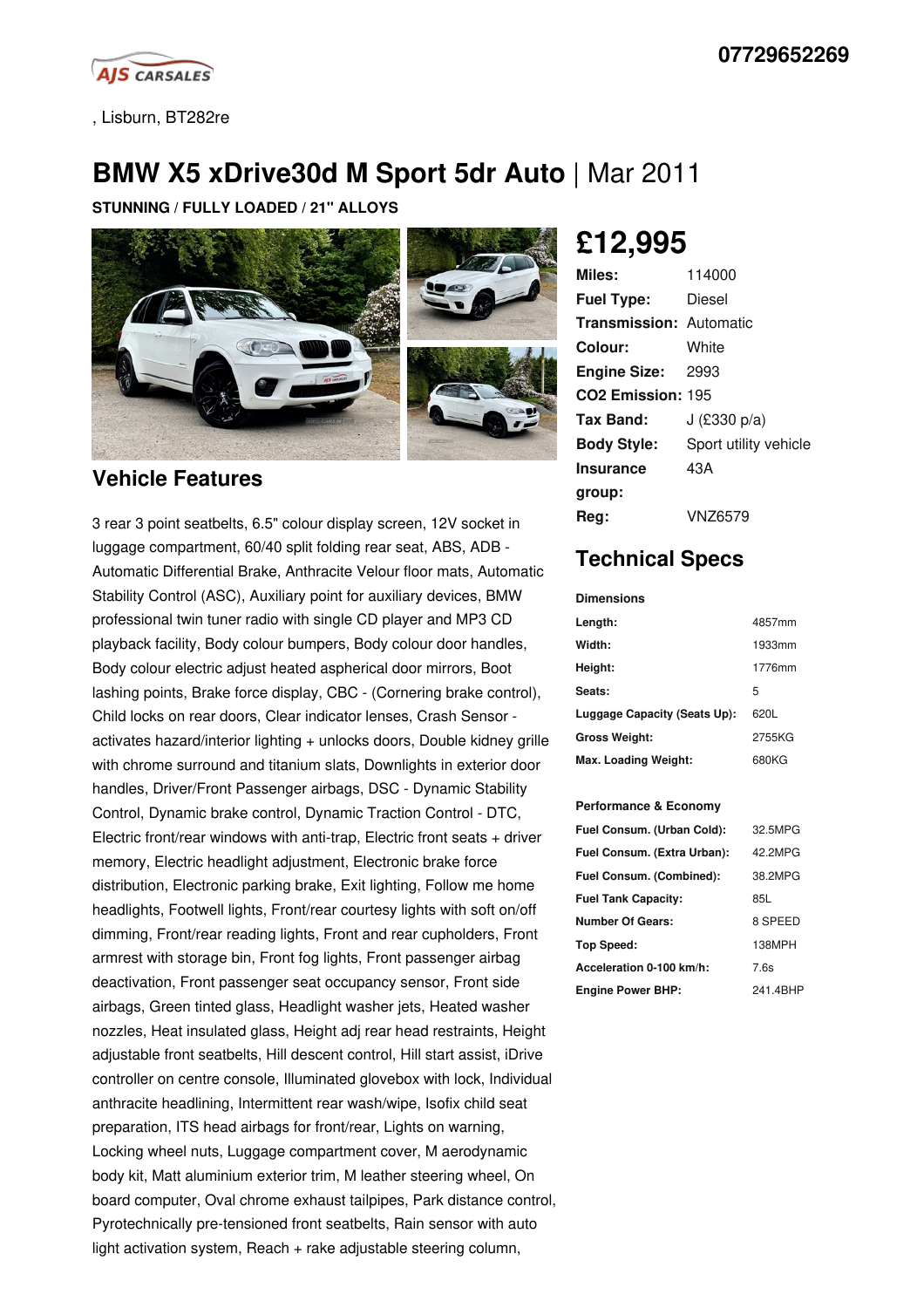07729652269

, Lisburn, BT282re

# BMW X5 xDrive30d M Sport 5dr Auto | Mar 2011

**STUNNING / FULLY LOADED / 21" ALLOYS**

## £12,995

| | |
|---|---|
| **Miles:** | 114000 |
| **Fuel Type:** | Diesel |
| **Transmission:** | Automatic |
| **Colour:** | White |
| **Engine Size:** | 2993 |
| **CO2 Emission:** | 195 |
| **Tax Band:** | J (£330 p/a) |
| **Body Style:** | Sport utility vehicle |
| **Insurance group:** | 43A |
| **Reg:** | VNZ6579 |

## Vehicle Features

3 rear 3 point seatbelts, 6.5" colour display screen, 12V socket in luggage compartment, 60/40 split folding rear seat, ABS, ADB - Automatic Differential Brake, Anthracite Velour floor mats, Automatic Stability Control (ASC), Auxiliary point for auxiliary devices, BMW professional twin tuner radio with single CD player and MP3 CD playback facility, Body colour bumpers, Body colour door handles, Body colour electric adjust heated aspherical door mirrors, Boot lashing points, Brake force display, CBC - (Cornering brake control), Child locks on rear doors, Clear indicator lenses, Crash Sensor - activates hazard/interior lighting + unlocks doors, Double kidney grille with chrome surround and titanium slats, Downlights in exterior door handles, Driver/Front Passenger airbags, DSC - Dynamic Stability Control, Dynamic brake control, Dynamic Traction Control - DTC, Electric front/rear windows with anti-trap, Electric front seats + driver memory, Electric headlight adjustment, Electronic brake force distribution, Electronic parking brake, Exit lighting, Follow me home headlights, Footwell lights, Front/rear courtesy lights with soft on/off dimming, Front/rear reading lights, Front and rear cupholders, Front armrest with storage bin, Front fog lights, Front passenger airbag deactivation, Front passenger seat occupancy sensor, Front side airbags, Green tinted glass, Headlight washer jets, Heated washer nozzles, Heat insulated glass, Height adj rear head restraints, Height adjustable front seatbelts, Hill descent control, Hill start assist, iDrive controller on centre console, Illuminated glovebox with lock, Individual anthracite headlining, Intermittent rear wash/wipe, Isofix child seat preparation, ITS head airbags for front/rear, Lights on warning, Locking wheel nuts, Luggage compartment cover, M aerodynamic body kit, Matt aluminium exterior trim, M leather steering wheel, On board computer, Oval chrome exhaust tailpipes, Park distance control, Pyrotechnically pre-tensioned front seatbelts, Rain sensor with auto light activation system, Reach + rake adjustable steering column,

## Technical Specs

**Dimensions**

| | |
|---|---|
| **Length:** | 4857mm |
| **Width:** | 1933mm |
| **Height:** | 1776mm |
| **Seats:** | 5 |
| **Luggage Capacity (Seats Up):** | 620L |
| **Gross Weight:** | 2755KG |
| **Max. Loading Weight:** | 680KG |

**Performance & Economy**

| | |
|---|---|
| **Fuel Consum. (Urban Cold):** | 32.5MPG |
| **Fuel Consum. (Extra Urban):** | 42.2MPG |
| **Fuel Consum. (Combined):** | 38.2MPG |
| **Fuel Tank Capacity:** | 85L |
| **Number Of Gears:** | 8 SPEED |
| **Top Speed:** | 138MPH |
| **Acceleration 0-100 km/h:** | 7.6s |
| **Engine Power BHP:** | 241.4BHP |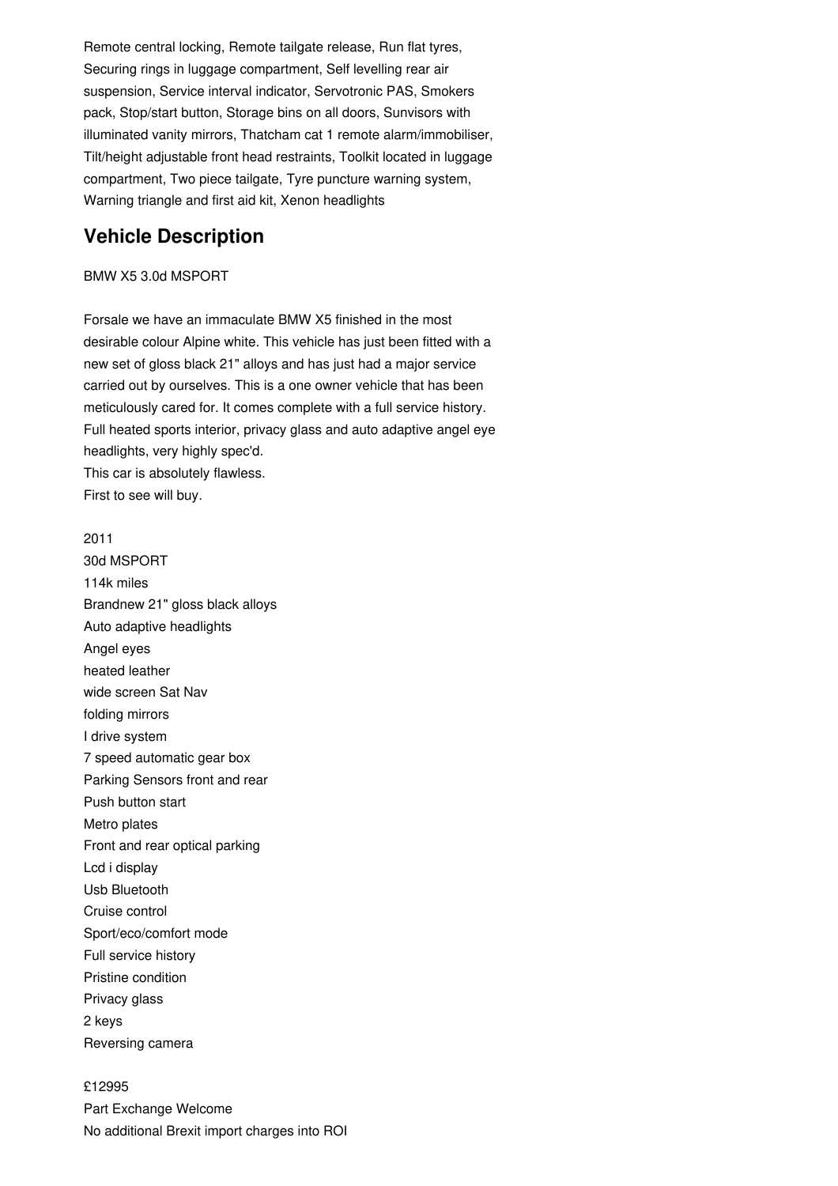Remote central locking, Remote tailgate release, Run flat tyres, Securing rings in luggage compartment, Self levelling rear air suspension, Service interval indicator, Servotronic PAS, Smokers pack, Stop/start button, Storage bins on all doors, Sunvisors with illuminated vanity mirrors, Thatcham cat 1 remote alarm/immobiliser, Tilt/height adjustable front head restraints, Toolkit located in luggage compartment, Two piece tailgate, Tyre puncture warning system, Warning triangle and first aid kit, Xenon headlights

## Vehicle Description

BMW X5 3.0d MSPORT

Forsale we have an immaculate BMW X5 finished in the most desirable colour Alpine white. This vehicle has just been fitted with a new set of gloss black 21" alloys and has just had a major service carried out by ourselves. This is a one owner vehicle that has been meticulously cared for. It comes complete with a full service history. Full heated sports interior, privacy glass and auto adaptive angel eye headlights, very highly spec'd.
This car is absolutely flawless.
First to see will buy.

2011
30d MSPORT
114k miles
Brandnew 21" gloss black alloys
Auto adaptive headlights
Angel eyes
heated leather
wide screen Sat Nav
folding mirrors
I drive system
7 speed automatic gear box
Parking Sensors front and rear
Push button start
Metro plates
Front and rear optical parking
Lcd i display
Usb Bluetooth
Cruise control
Sport/eco/comfort mode
Full service history
Pristine condition
Privacy glass
2 keys
Reversing camera

£12995
Part Exchange Welcome
No additional Brexit import charges into ROI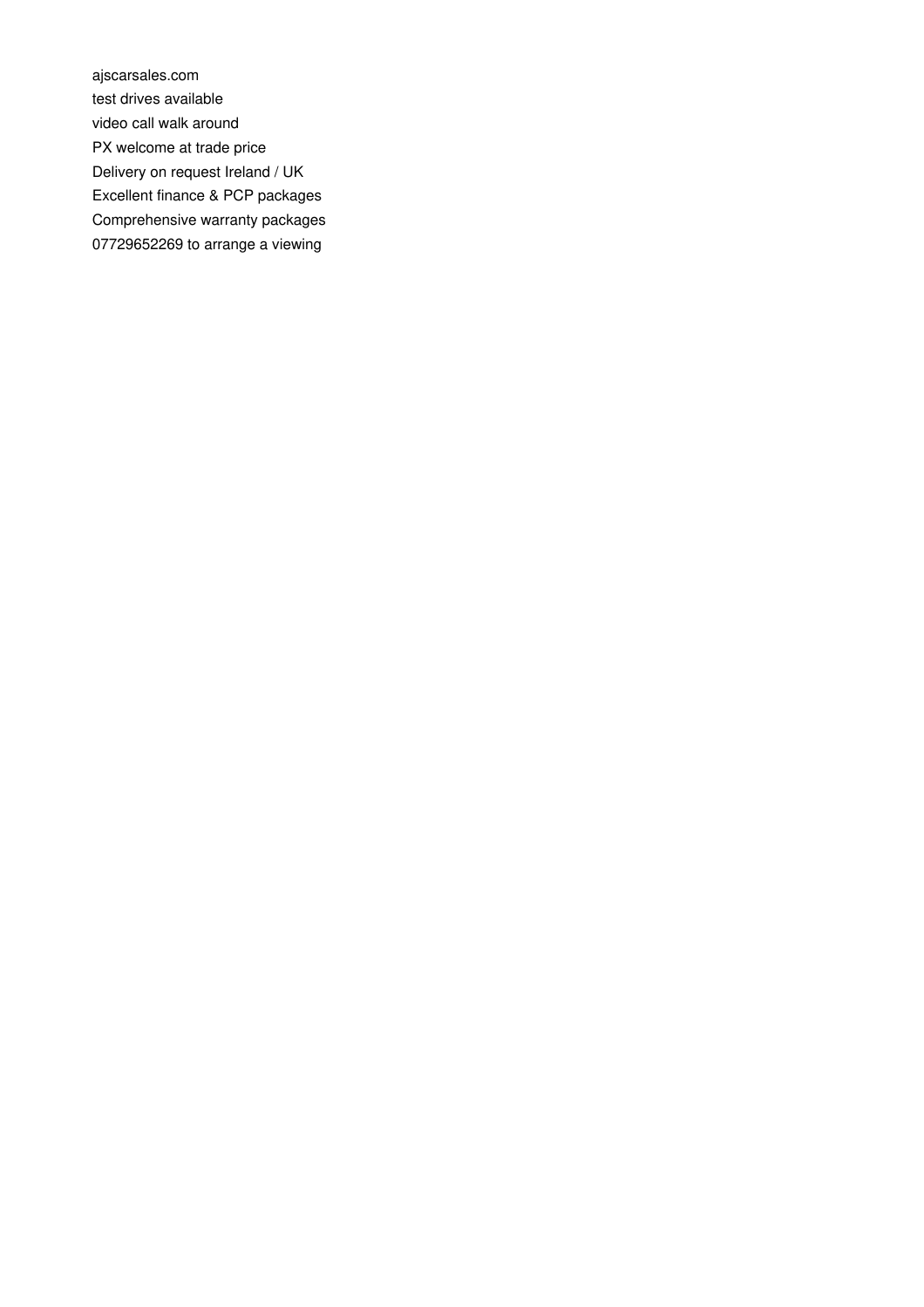ajscarsales.com
test drives available
video call walk around
PX welcome at trade price
Delivery on request Ireland / UK
Excellent finance & PCP packages
Comprehensive warranty packages
07729652269 to arrange a viewing